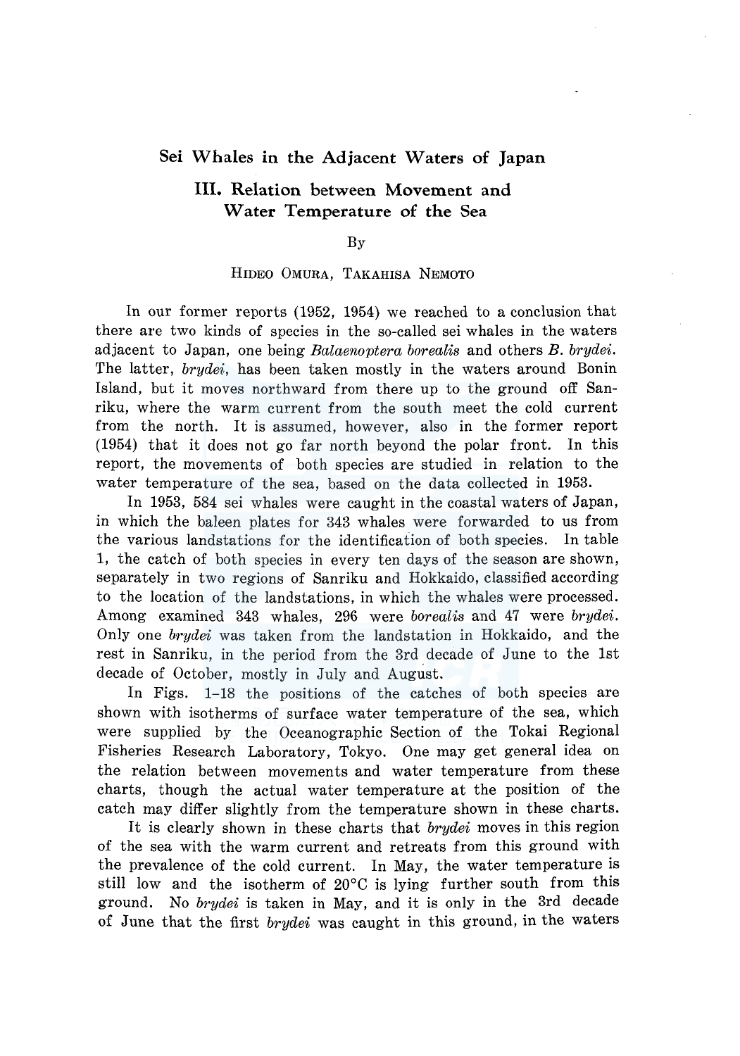# Sei Whales in the Adjacent Waters of Japan

## III. Relation between Movement and Water Temperature of the Sea

By

HIDEO OMURA, TAKAHISA NEMOTO

In our former reports (1952, 1954) we reached to a conclusion that there are two kinds of species in the so-called sei whales in the waters adjacent to Japan, one being *Balaenoptera borealis* and others *B. brydei*. The latter, *brydei*, has been taken mostly in the waters around Bonin Island, but it moves northward from there up to the ground off Sanriku, where the warm current from the south meet the cold current from the north. It is assumed, however, also in the former report (1954) that it does not go far north beyond the polar front. In this report, the movements of both species are studied in relation to the water temperature of the sea, based on the data collected in 1953.

In 1953, 584 sei whales were caught in the coastal waters of Japan, in which the baleen plates for 343 whales were forwarded to us from the various landstations for the identification of both species. In table 1, the catch of both species in every ten days of the season are shown, separately in two regions of Sanriku and Hokkaido, classified according to the location of the landstations, in which the whales were processed. Among examined 343 whales, 296 were *borealis* and 47 were *brydei*. Only one *brydei* was taken from the landstation in Hokkaido, and the rest in Sanriku, in the period from the 3rd decade of June to the 1st decade of October, mostly in July and August.

In Figs. 1–18 the positions of the catches of both species are shown with isotherms of surface water temperature of the sea, which were supplied by the Oceanographic Section of the Tokai Regional Fisheries Research Laboratory, Tokyo. One may get general idea on the relation between movements and water temperature from these charts, though the actual water temperature at the position of the catch may differ slightly from the temperature shown in these charts.

It is clearly shown in these charts that *brydei* moves in this region of the sea with the warm current and retreats from this ground with the prevalence of the cold current. In May, the water temperature is still low and the isotherm of 20°C is lying further south from this ground. No *brydei* is taken in May, and it is only in the 3rd decade of June that the first *brydei* was caught in this ground, in the waters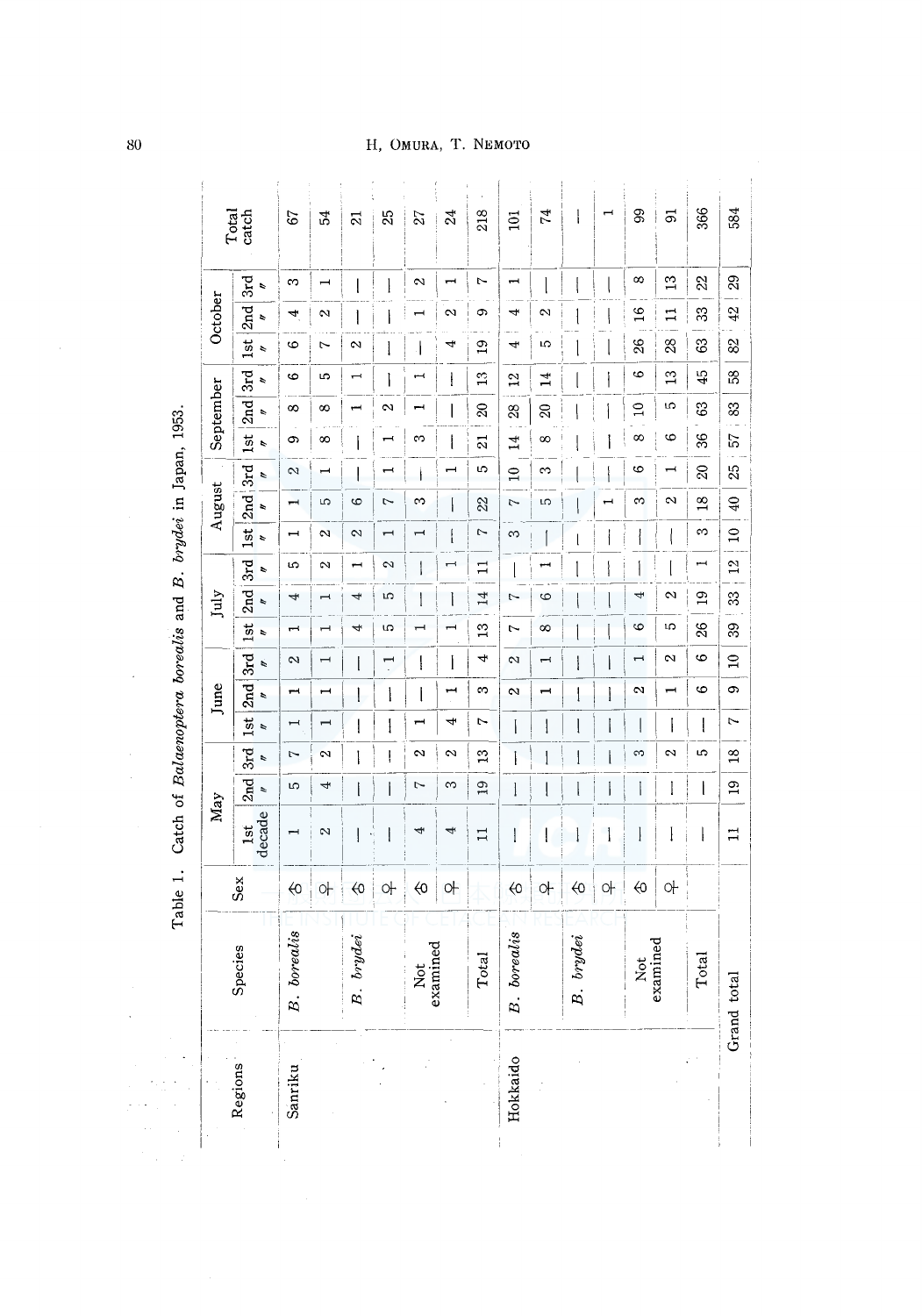Table 1. Catch of *Balaenoptera borealis* and *B. brydei* in Japan, 1953.

| Regions | Species | Sex | May | | | June | | | July | | | August | | | September | | | October | | | Total catch |
|---|---|---|---|---|---|---|---|---|---|---|---|---|---|---|---|---|---|---|---|---|---|
| | | | 1st decade | 2nd ″ | 3rd ″ | 1st ″ | 2nd ″ | 3rd ″ | 1st ″ | 2nd ″ | 3rd ″ | 1st ″ | 2nd ″ | 3rd ″ | 1st ″ | 2nd ″ | 3rd ″ | 1st ″ | 2nd ″ | 3rd ″ | |
| Sanriku | *B. borealis* | ♂ | 1 | 5 | 7 | 1 | 1 | 2 | 1 | 4 | 5 | 1 | 1 | 2 | 9 | 8 | 6 | 6 | 4 | 3 | 67 |
| | | ♀ | 2 | 4 | 2 | 1 | 1 | 1 | 1 | 1 | 2 | 2 | 5 | 1 | 8 | 8 | 5 | 7 | 2 | 1 | 54 |
| | *B. brydei* | ♂ | — | — | — | — | — | — | 4 | 4 | 1 | 2 | 6 | — | — | 1 | 1 | 2 | — | — | 21 |
| | | ♀ | — | — | — | — | — | 1 | 5 | 5 | 2 | 1 | 7 | 1 | 1 | 2 | — | — | — | — | 25 |
| | Not examined | ♂ | 4 | 7 | 2 | 1 | — | — | 1 | — | — | 1 | 3 | — | 3 | 1 | 1 | — | 1 | 2 | 27 |
| | | ♀ | 4 | 3 | 2 | 4 | 1 | — | 1 | — | 1 | — | — | 1 | — | — | — | 4 | 2 | 1 | 24 |
| | Total | | 11 | 19 | 13 | 7 | 3 | 4 | 13 | 14 | 11 | 7 | 22 | 5 | 21 | 20 | 13 | 19 | 9 | 7 | 218 |
| Hokkaido | *B. borealis* | ♂ | — | — | — | — | 2 | 2 | 7 | 7 | — | 3 | 7 | 10 | 14 | 28 | 12 | 4 | 4 | 1 | 101 |
| | | ♀ | — | — | — | — | 1 | 1 | 8 | 6 | 1 | — | 5 | 3 | 8 | 20 | 14 | 5 | 2 | — | 74 |
| | *B. brydei* | ♂ | — | — | — | — | — | — | — | — | — | — | — | — | — | — | — | — | — | — | — |
| | | ♀ | — | — | — | — | — | — | — | — | — | — | 1 | — | — | — | — | — | — | — | 1 |
| | Not examined | ♂ | — | — | 3 | — | 2 | 1 | 6 | 4 | — | — | 3 | 6 | 8 | 10 | 6 | 26 | 16 | 8 | 99 |
| | | ♀ | — | — | 2 | — | 1 | 2 | 5 | 2 | — | — | 2 | 1 | 6 | 5 | 13 | 28 | 11 | 13 | 91 |
| | Total | | — | — | 5 | — | 6 | 6 | 26 | 19 | 1 | 3 | 18 | 20 | 36 | 63 | 45 | 63 | 33 | 22 | 366 |
| Grand total | | | 11 | 19 | 18 | 7 | 9 | 10 | 39 | 33 | 12 | 10 | 40 | 25 | 57 | 83 | 58 | 82 | 42 | 29 | 584 |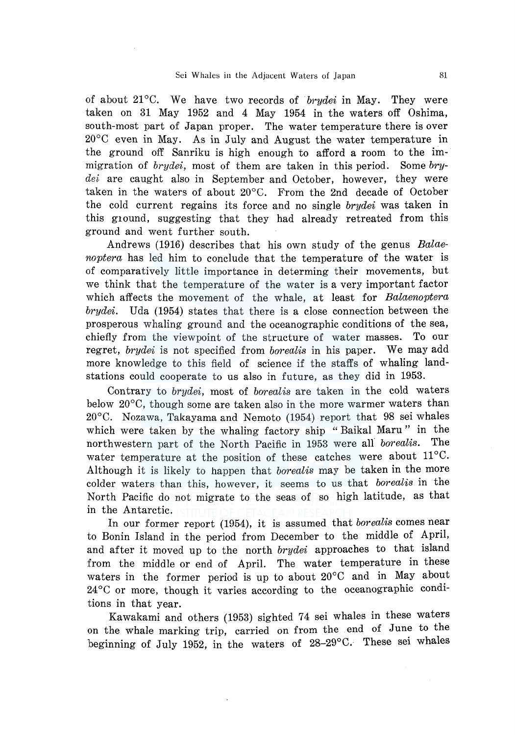of about 21°C. We have two records of *brydei* in May. They were taken on 31 May 1952 and 4 May 1954 in the waters off Oshima, south-most part of Japan proper. The water temperature there is over 20°C even in May. As in July and August the water temperature in the ground off Sanriku is high enough to afford a room to the immigration of *brydei*, most of them are taken in this period. Some *brydei* are caught also in September and October, however, they were taken in the waters of about 20°C. From the 2nd decade of October the cold current regains its force and no single *brydei* was taken in this ground, suggesting that they had already retreated from this ground and went further south.

Andrews (1916) describes that his own study of the genus *Balaenoptera* has led him to conclude that the temperature of the water is of comparatively little importance in determing their movements, but we think that the temperature of the water is a very important factor which affects the movement of the whale, at least for *Balaenoptera brydei*. Uda (1954) states that there is a close connection between the prosperous whaling ground and the oceanographic conditions of the sea, chiefly from the viewpoint of the structure of water masses. To our regret, *brydei* is not specified from *borealis* in his paper. We may add more knowledge to this field of science if the staffs of whaling land-stations could cooperate to us also in future, as they did in 1953.

Contrary to *brydei*, most of *borealis* are taken in the cold waters below 20°C, though some are taken also in the more warmer waters than 20°C. Nozawa, Takayama and Nemoto (1954) report that 98 sei whales which were taken by the whaling factory ship "Baikal Maru" in the northwestern part of the North Pacific in 1953 were all *borealis*. The water temperature at the position of these catches were about 11°C. Although it is likely to happen that *borealis* may be taken in the more colder waters than this, however, it seems to us that *borealis* in the North Pacific do not migrate to the seas of so high latitude, as that in the Antarctic.

In our former report (1954), it is assumed that *borealis* comes near to Bonin Island in the period from December to the middle of April, and after it moved up to the north *brydei* approaches to that island from the middle or end of April. The water temperature in these waters in the former period is up to about 20°C and in May about 24°C or more, though it varies according to the oceanographic conditions in that year.

Kawakami and others (1953) sighted 74 sei whales in these waters on the whale marking trip, carried on from the end of June to the beginning of July 1952, in the waters of 28–29°C. These sei whales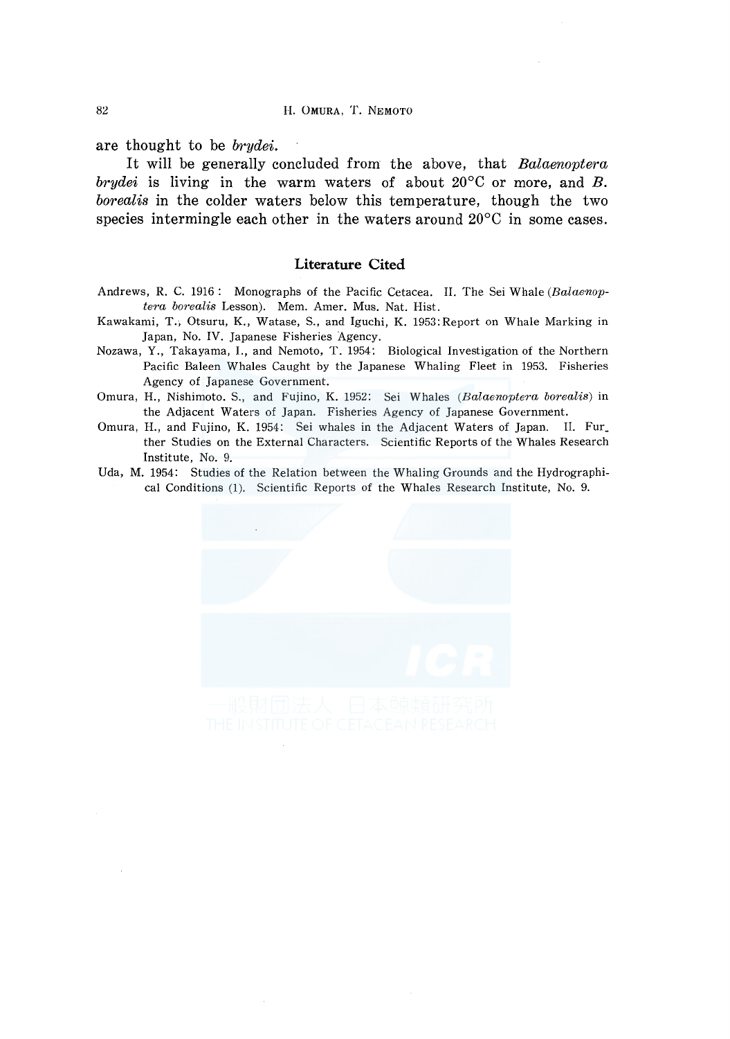are thought to be *brydei*.

It will be generally concluded from the above, that *Balaenoptera brydei* is living in the warm waters of about 20°C or more, and *B. borealis* in the colder waters below this temperature, though the two species intermingle each other in the waters around 20°C in some cases.

## Literature Cited

Andrews, R. C. 1916 : Monographs of the Pacific Cetacea. II. The Sei Whale (*Balaenoptera borealis* Lesson). Mem. Amer. Mus. Nat. Hist.

Kawakami, T., Otsuru, K., Watase, S., and Iguchi, K. 1953: Report on Whale Marking in Japan, No. IV. Japanese Fisheries Agency.

Nozawa, Y., Takayama, I., and Nemoto, T. 1954: Biological Investigation of the Northern Pacific Baleen Whales Caught by the Japanese Whaling Fleet in 1953. Fisheries Agency of Japanese Government.

Omura, H., Nishimoto. S., and Fujino, K. 1952: Sei Whales (*Balaenoptera borealis*) in the Adjacent Waters of Japan. Fisheries Agency of Japanese Government.

Omura, H., and Fujino, K. 1954: Sei whales in the Adjacent Waters of Japan. II. Further Studies on the External Characters. Scientific Reports of the Whales Research Institute, No. 9.

Uda, M. 1954: Studies of the Relation between the Whaling Grounds and the Hydrographical Conditions (1). Scientific Reports of the Whales Research Institute, No. 9.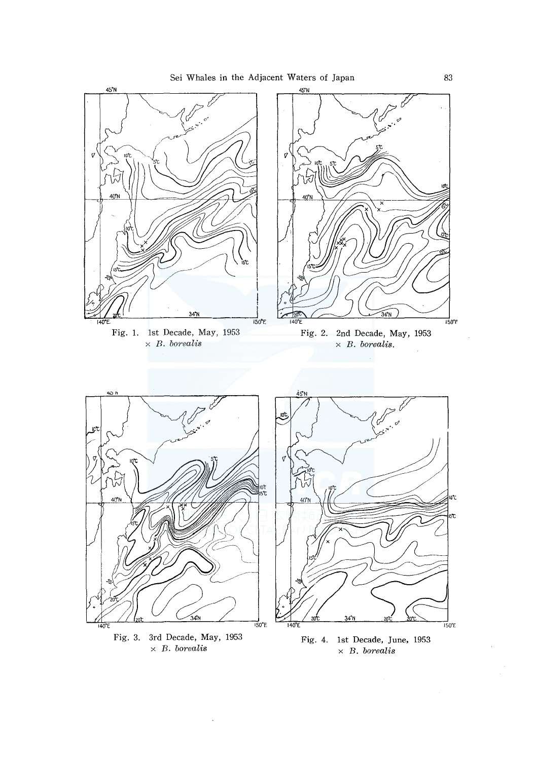Fig. 1. 1st Decade, May, 1953
× *B. borealis*

Fig. 2. 2nd Decade, May, 1953
× *B. borealis*.

Fig. 3. 3rd Decade, May, 1953
× *B. borealis*

Fig. 4. 1st Decade, June, 1953
× *B. borealis*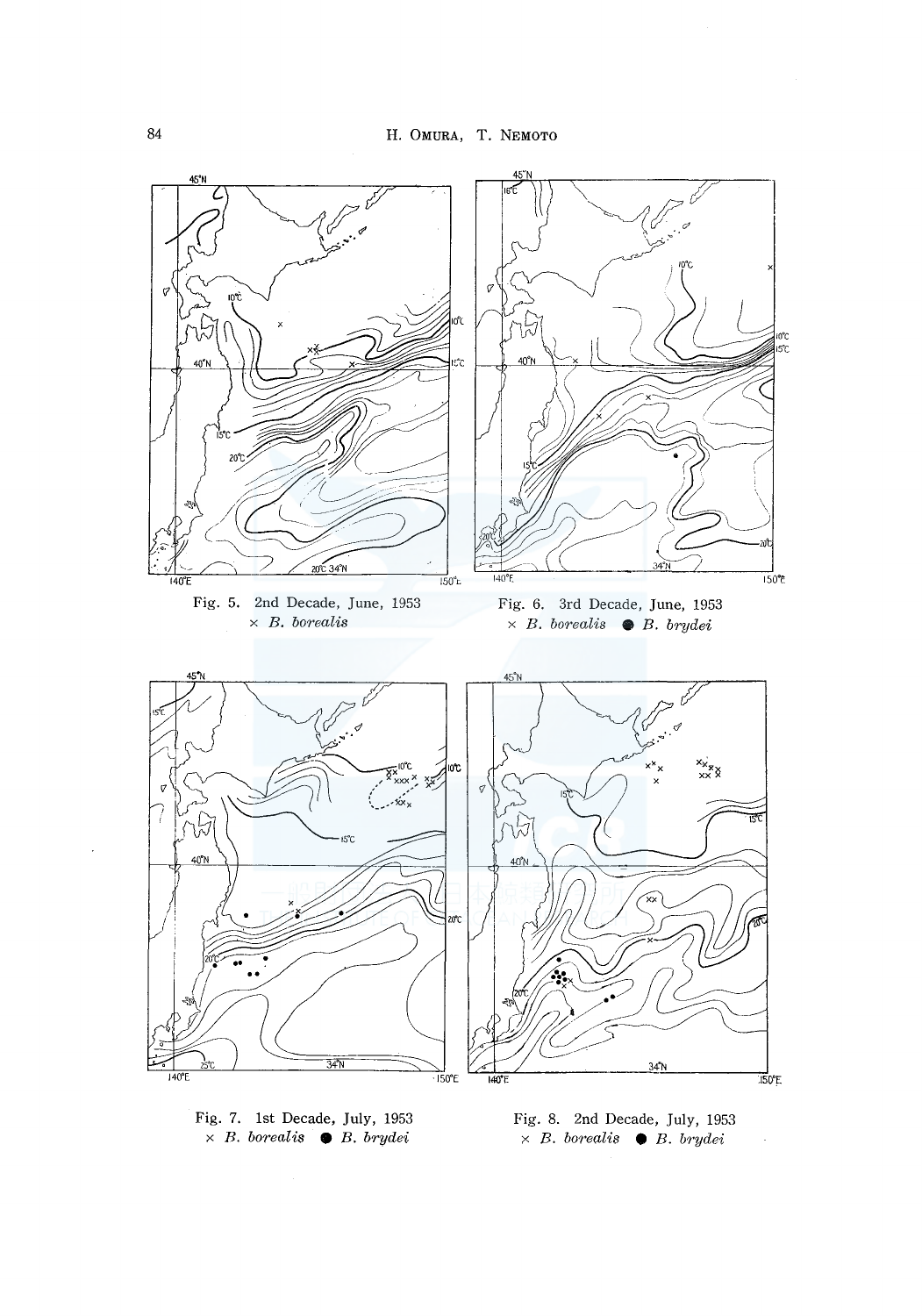Fig. 5. 2nd Decade, June, 1953
× *B. borealis*

Fig. 6. 3rd Decade, June, 1953
× *B. borealis* ● *B. brydei*

Fig. 7. 1st Decade, July, 1953
× *B. borealis* ● *B. brydei*

Fig. 8. 2nd Decade, July, 1953
× *B. borealis* ● *B. brydei*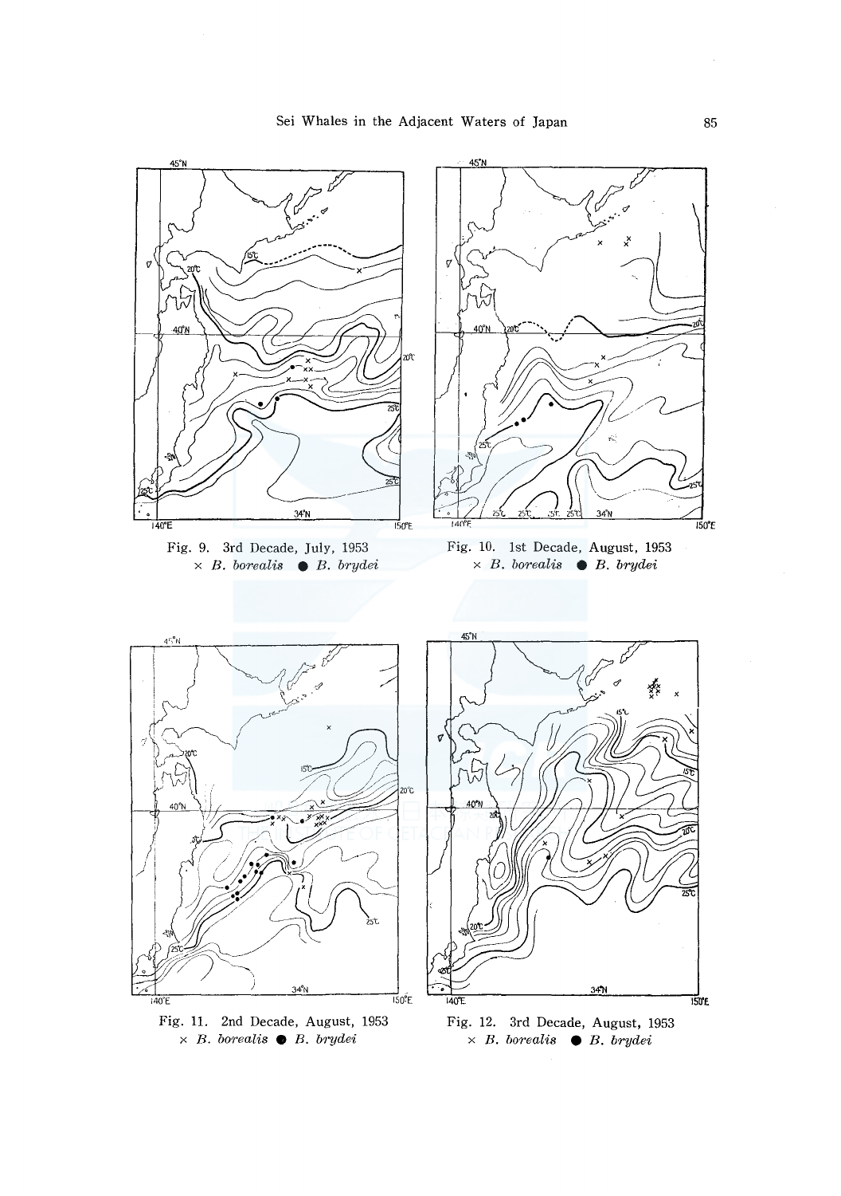Fig. 9. 3rd Decade, July, 1953
× *B. borealis* ● *B. brydei*

Fig. 10. 1st Decade, August, 1953
× *B. borealis* ● *B. brydei*

Fig. 11. 2nd Decade, August, 1953
× *B. borealis* ● *B. brydei*

Fig. 12. 3rd Decade, August, 1953
× *B. borealis* ● *B. brydei*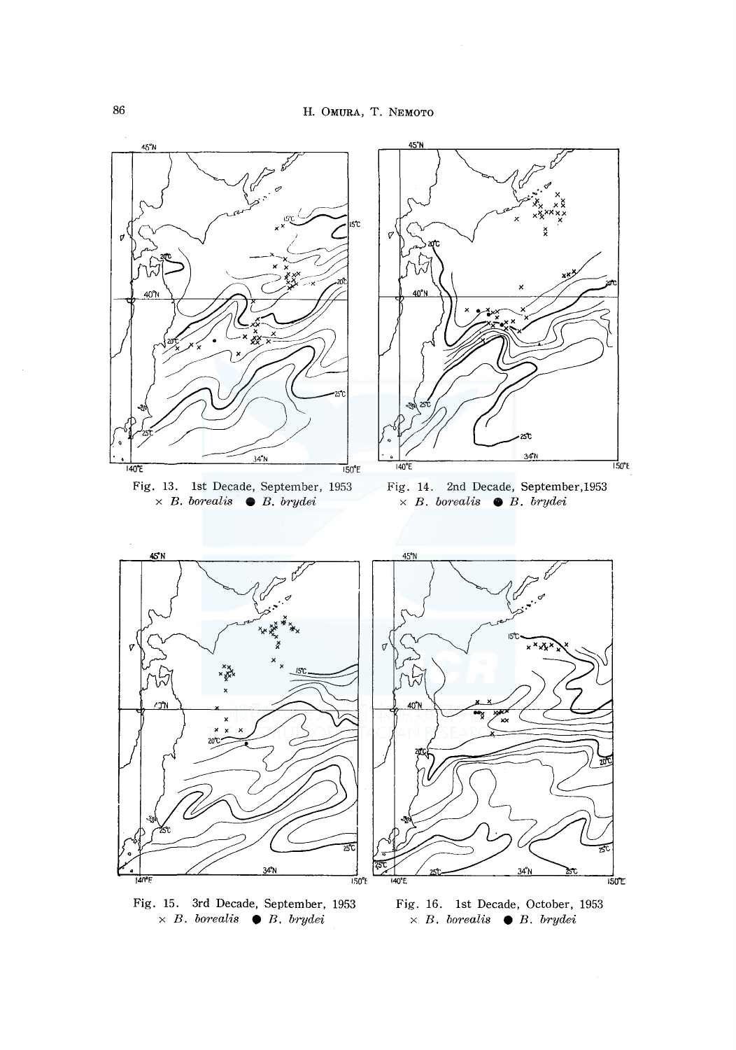Fig. 13. 1st Decade, September, 1953
× *B. borealis* ● *B. brydei*

Fig. 14. 2nd Decade, September, 1953
× *B. borealis* ● *B. brydei*

Fig. 15. 3rd Decade, September, 1953
× *B. borealis* ● *B. brydei*

Fig. 16. 1st Decade, October, 1953
× *B. borealis* ● *B. brydei*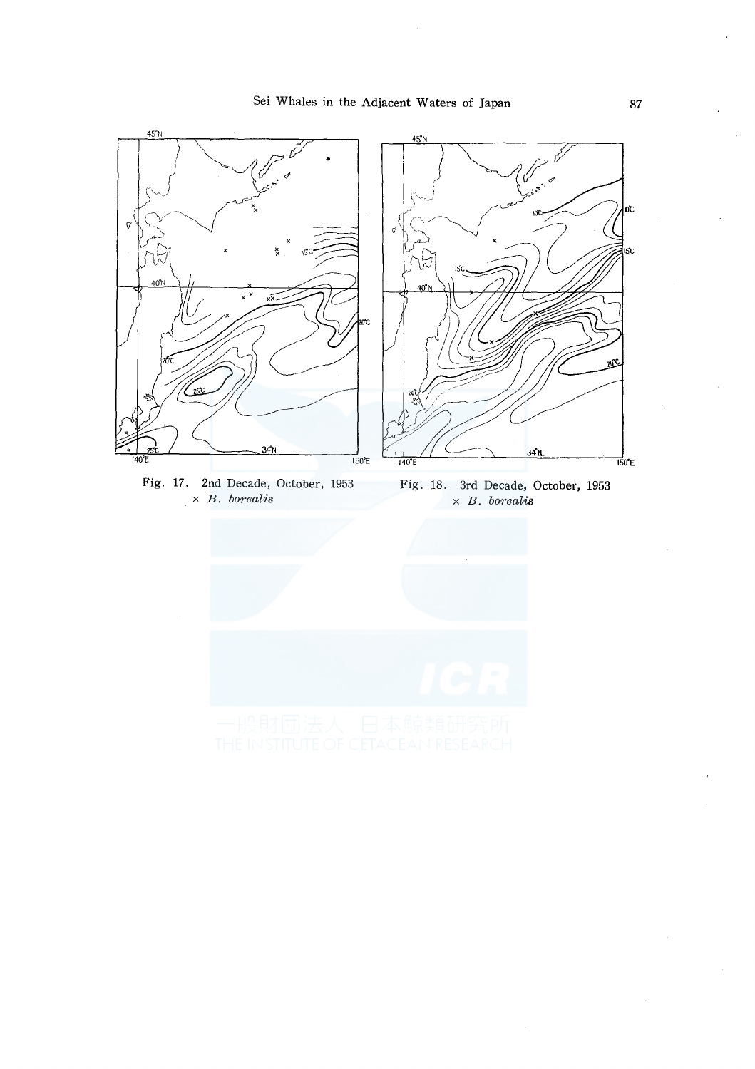45°N

15°C

40°N

20°C

20°C

25°C

25°C

34°N

140°E

150°E

Fig. 17. 2nd Decade, October, 1953
× *B. borealis*

45°N

10°C

10°C

15°C

15°C

40°N

20°C

20°C

34°N

140°E

150°E

Fig. 18. 3rd Decade, October, 1953
× *B. borealis*